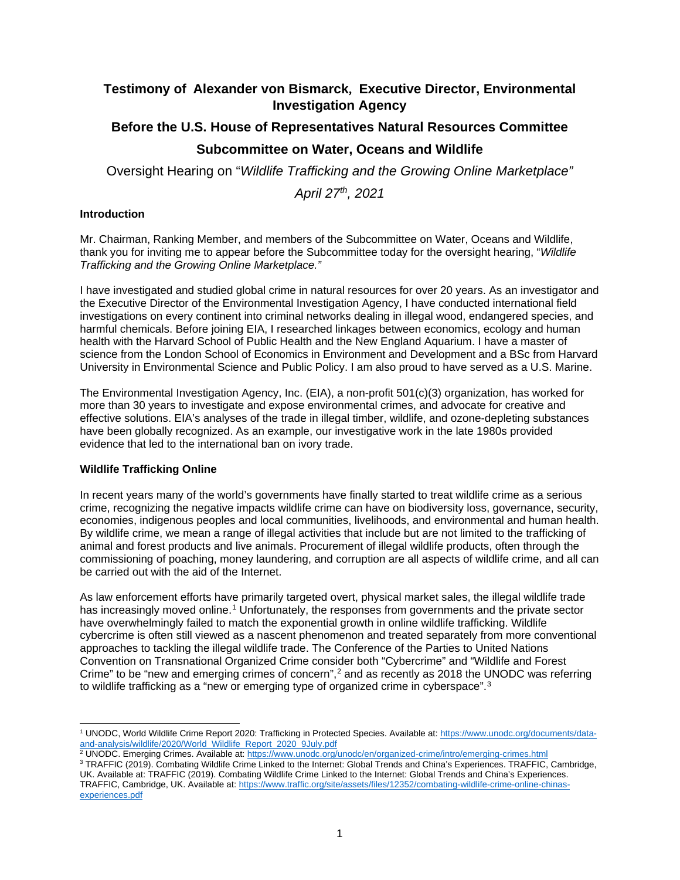# Testimony of Alexander von Bismarck, Executive Director, Environmental Investigation Agency

## Before the U.S. House of Representatives Natural Resources Committee

## Subcommittee on Water, Oceans and Wildlife

Oversight Hearing on "*Wildlife Trafficking and the Growing Online Marketplace"*

*April 27th, 2021*

### Introduction

Mr. Chairman, Ranking Member, and members of the Subcommittee on Water, Oceans and Wildlife, thank you for inviting me to appear before the Subcommittee today for the oversight hearing, "*Wildlife Trafficking and the Growing Online Marketplace."*

I have investigated and studied global crime in natural resources for over 20 years. As an investigator and the Executive Director of the Environmental Investigation Agency, I have conducted international field investigations on every continent into criminal networks dealing in illegal wood, endangered species, and harmful chemicals. Before joining EIA, I researched linkages between economics, ecology and human health with the Harvard School of Public Health and the New England Aquarium. I have a master of science from the London School of Economics in Environment and Development and a BSc from Harvard University in Environmental Science and Public Policy. I am also proud to have served as a U.S. Marine.

The Environmental Investigation Agency, Inc. (EIA), a non-profit 501(c)(3) organization, has worked for more than 30 years to investigate and expose environmental crimes, and advocate for creative and effective solutions. EIA's analyses of the trade in illegal timber, wildlife, and ozone-depleting substances have been globally recognized. As an example, our investigative work in the late 1980s provided evidence that led to the international ban on ivory trade.

### Wildlife Trafficking Online

In recent years many of the world's governments have finally started to treat wildlife crime as a serious crime, recognizing the negative impacts wildlife crime can have on biodiversity loss, governance, security, economies, indigenous peoples and local communities, livelihoods, and environmental and human health. By wildlife crime, we mean a range of illegal activities that include but are not limited to the trafficking of animal and forest products and live animals. Procurement of illegal wildlife products, often through the commissioning of poaching, money laundering, and corruption are all aspects of wildlife crime, and all can be carried out with the aid of the Internet.

As law enforcement efforts have primarily targeted overt, physical market sales, the illegal wildlife trade has increasingly moved online.[1] Unfortunately, the responses from governments and the private sector have overwhelmingly failed to match the exponential growth in online wildlife trafficking. Wildlife cybercrime is often still viewed as a nascent phenomenon and treated separately from more conventional approaches to tackling the illegal wildlife trade. The Conference of the Parties to United Nations Convention on Transnational Organized Crime consider both "Cybercrime" and "Wildlife and Forest Crime" to be "new and emerging crimes of concern",[2] and as recently as 2018 the UNODC was referring to wildlife trafficking as a "new or emerging type of organized crime in cyberspace".[3]

---

[1] UNODC, World Wildlife Crime Report 2020: Trafficking in Protected Species. Available at: https://www.unodc.org/documents/data-and-analysis/wildlife/2020/World_Wildlife_Report_2020_9July.pdf

[2] UNODC. Emerging Crimes. Available at: https://www.unodc.org/unodc/en/organized-crime/intro/emerging-crimes.html

[3] TRAFFIC (2019). Combating Wildlife Crime Linked to the Internet: Global Trends and China's Experiences. TRAFFIC, Cambridge, UK. Available at: TRAFFIC (2019). Combating Wildlife Crime Linked to the Internet: Global Trends and China's Experiences. TRAFFIC, Cambridge, UK. Available at: https://www.traffic.org/site/assets/files/12352/combating-wildlife-crime-online-chinas-experiences.pdf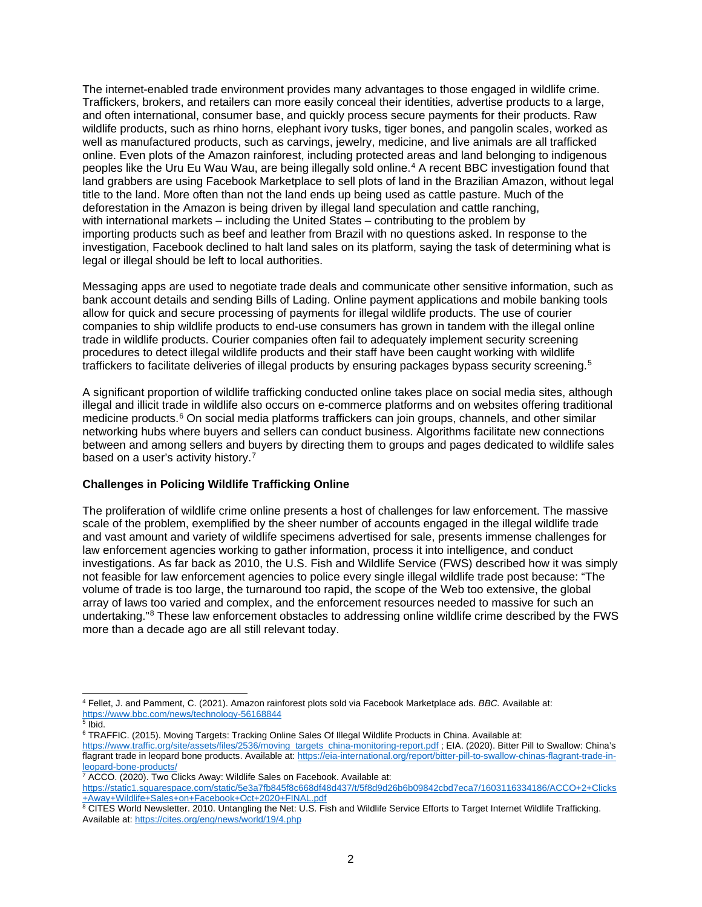The internet-enabled trade environment provides many advantages to those engaged in wildlife crime. Traffickers, brokers, and retailers can more easily conceal their identities, advertise products to a large, and often international, consumer base, and quickly process secure payments for their products. Raw wildlife products, such as rhino horns, elephant ivory tusks, tiger bones, and pangolin scales, worked as well as manufactured products, such as carvings, jewelry, medicine, and live animals are all trafficked online. Even plots of the Amazon rainforest, including protected areas and land belonging to indigenous peoples like the Uru Eu Wau Wau, are being illegally sold online.[4] A recent BBC investigation found that land grabbers are using Facebook Marketplace to sell plots of land in the Brazilian Amazon, without legal title to the land. More often than not the land ends up being used as cattle pasture. Much of the deforestation in the Amazon is being driven by illegal land speculation and cattle ranching, with international markets – including the United States – contributing to the problem by importing products such as beef and leather from Brazil with no questions asked. In response to the investigation, Facebook declined to halt land sales on its platform, saying the task of determining what is legal or illegal should be left to local authorities.

Messaging apps are used to negotiate trade deals and communicate other sensitive information, such as bank account details and sending Bills of Lading. Online payment applications and mobile banking tools allow for quick and secure processing of payments for illegal wildlife products. The use of courier companies to ship wildlife products to end-use consumers has grown in tandem with the illegal online trade in wildlife products. Courier companies often fail to adequately implement security screening procedures to detect illegal wildlife products and their staff have been caught working with wildlife traffickers to facilitate deliveries of illegal products by ensuring packages bypass security screening.[5]

A significant proportion of wildlife trafficking conducted online takes place on social media sites, although illegal and illicit trade in wildlife also occurs on e-commerce platforms and on websites offering traditional medicine products.[6] On social media platforms traffickers can join groups, channels, and other similar networking hubs where buyers and sellers can conduct business. Algorithms facilitate new connections between and among sellers and buyers by directing them to groups and pages dedicated to wildlife sales based on a user's activity history.[7]

**Challenges in Policing Wildlife Trafficking Online**

The proliferation of wildlife crime online presents a host of challenges for law enforcement. The massive scale of the problem, exemplified by the sheer number of accounts engaged in the illegal wildlife trade and vast amount and variety of wildlife specimens advertised for sale, presents immense challenges for law enforcement agencies working to gather information, process it into intelligence, and conduct investigations. As far back as 2010, the U.S. Fish and Wildlife Service (FWS) described how it was simply not feasible for law enforcement agencies to police every single illegal wildlife trade post because: "The volume of trade is too large, the turnaround too rapid, the scope of the Web too extensive, the global array of laws too varied and complex, and the enforcement resources needed to massive for such an undertaking."[8] These law enforcement obstacles to addressing online wildlife crime described by the FWS more than a decade ago are all still relevant today.

---

[4] Fellet, J. and Pamment, C. (2021). Amazon rainforest plots sold via Facebook Marketplace ads. *BBC.* Available at: https://www.bbc.com/news/technology-56168844

[5] Ibid.

[6] TRAFFIC. (2015). Moving Targets: Tracking Online Sales Of Illegal Wildlife Products in China. Available at: https://www.traffic.org/site/assets/files/2536/moving_targets_china-monitoring-report.pdf ; EIA. (2020). Bitter Pill to Swallow: China's flagrant trade in leopard bone products. Available at: https://eia-international.org/report/bitter-pill-to-swallow-chinas-flagrant-trade-in-leopard-bone-products/

[7] ACCO. (2020). Two Clicks Away: Wildlife Sales on Facebook. Available at: https://static1.squarespace.com/static/5e3a7fb845f8c668df48d437/t/5f8d9d26b6b09842cbd7eca7/1603116334186/ACCO+2+Clicks+Away+Wildlife+Sales+on+Facebook+Oct+2020+FINAL.pdf

[8] CITES World Newsletter. 2010. Untangling the Net: U.S. Fish and Wildlife Service Efforts to Target Internet Wildlife Trafficking. Available at: https://cites.org/eng/news/world/19/4.php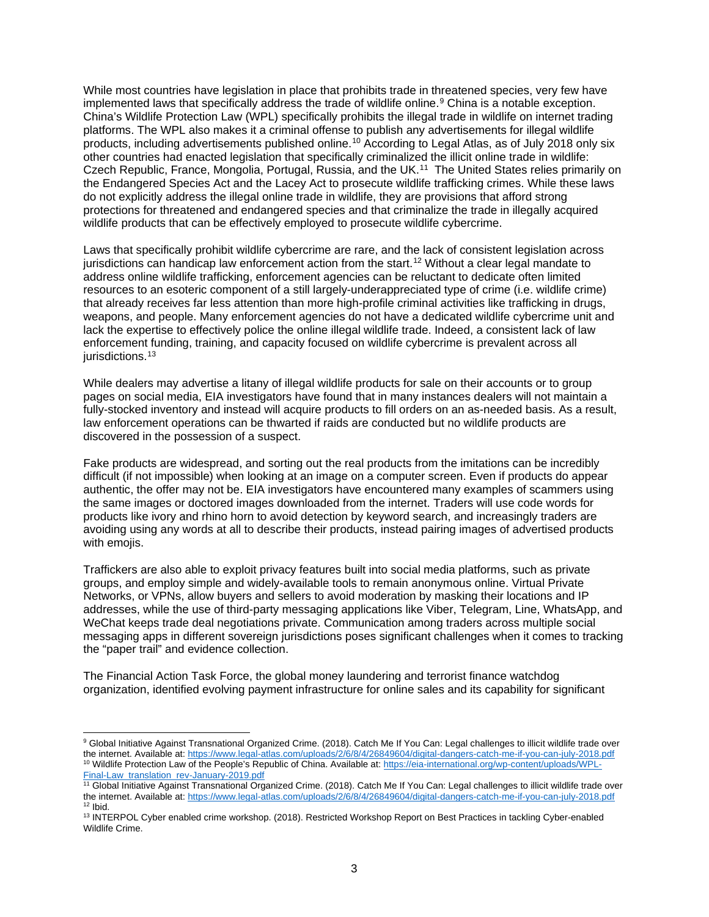While most countries have legislation in place that prohibits trade in threatened species, very few have implemented laws that specifically address the trade of wildlife online.[9] China is a notable exception. China's Wildlife Protection Law (WPL) specifically prohibits the illegal trade in wildlife on internet trading platforms. The WPL also makes it a criminal offense to publish any advertisements for illegal wildlife products, including advertisements published online.[10] According to Legal Atlas, as of July 2018 only six other countries had enacted legislation that specifically criminalized the illicit online trade in wildlife: Czech Republic, France, Mongolia, Portugal, Russia, and the UK.[11] The United States relies primarily on the Endangered Species Act and the Lacey Act to prosecute wildlife trafficking crimes. While these laws do not explicitly address the illegal online trade in wildlife, they are provisions that afford strong protections for threatened and endangered species and that criminalize the trade in illegally acquired wildlife products that can be effectively employed to prosecute wildlife cybercrime.

Laws that specifically prohibit wildlife cybercrime are rare, and the lack of consistent legislation across jurisdictions can handicap law enforcement action from the start.[12] Without a clear legal mandate to address online wildlife trafficking, enforcement agencies can be reluctant to dedicate often limited resources to an esoteric component of a still largely-underappreciated type of crime (i.e. wildlife crime) that already receives far less attention than more high-profile criminal activities like trafficking in drugs, weapons, and people. Many enforcement agencies do not have a dedicated wildlife cybercrime unit and lack the expertise to effectively police the online illegal wildlife trade. Indeed, a consistent lack of law enforcement funding, training, and capacity focused on wildlife cybercrime is prevalent across all jurisdictions.[13]

While dealers may advertise a litany of illegal wildlife products for sale on their accounts or to group pages on social media, EIA investigators have found that in many instances dealers will not maintain a fully-stocked inventory and instead will acquire products to fill orders on an as-needed basis. As a result, law enforcement operations can be thwarted if raids are conducted but no wildlife products are discovered in the possession of a suspect.

Fake products are widespread, and sorting out the real products from the imitations can be incredibly difficult (if not impossible) when looking at an image on a computer screen. Even if products do appear authentic, the offer may not be. EIA investigators have encountered many examples of scammers using the same images or doctored images downloaded from the internet. Traders will use code words for products like ivory and rhino horn to avoid detection by keyword search, and increasingly traders are avoiding using any words at all to describe their products, instead pairing images of advertised products with emojis.

Traffickers are also able to exploit privacy features built into social media platforms, such as private groups, and employ simple and widely-available tools to remain anonymous online. Virtual Private Networks, or VPNs, allow buyers and sellers to avoid moderation by masking their locations and IP addresses, while the use of third-party messaging applications like Viber, Telegram, Line, WhatsApp, and WeChat keeps trade deal negotiations private. Communication among traders across multiple social messaging apps in different sovereign jurisdictions poses significant challenges when it comes to tracking the "paper trail" and evidence collection.

The Financial Action Task Force, the global money laundering and terrorist finance watchdog organization, identified evolving payment infrastructure for online sales and its capability for significant

---

[9] Global Initiative Against Transnational Organized Crime. (2018). Catch Me If You Can: Legal challenges to illicit wildlife trade over the internet. Available at: https://www.legal-atlas.com/uploads/2/6/8/4/26849604/digital-dangers-catch-me-if-you-can-july-2018.pdf

[10] Wildlife Protection Law of the People's Republic of China. Available at: https://eia-international.org/wp-content/uploads/WPL-Final-Law_translation_rev-January-2019.pdf

[11] Global Initiative Against Transnational Organized Crime. (2018). Catch Me If You Can: Legal challenges to illicit wildlife trade over the internet. Available at: https://www.legal-atlas.com/uploads/2/6/8/4/26849604/digital-dangers-catch-me-if-you-can-july-2018.pdf

[12] Ibid.

[13] INTERPOL Cyber enabled crime workshop. (2018). Restricted Workshop Report on Best Practices in tackling Cyber-enabled Wildlife Crime.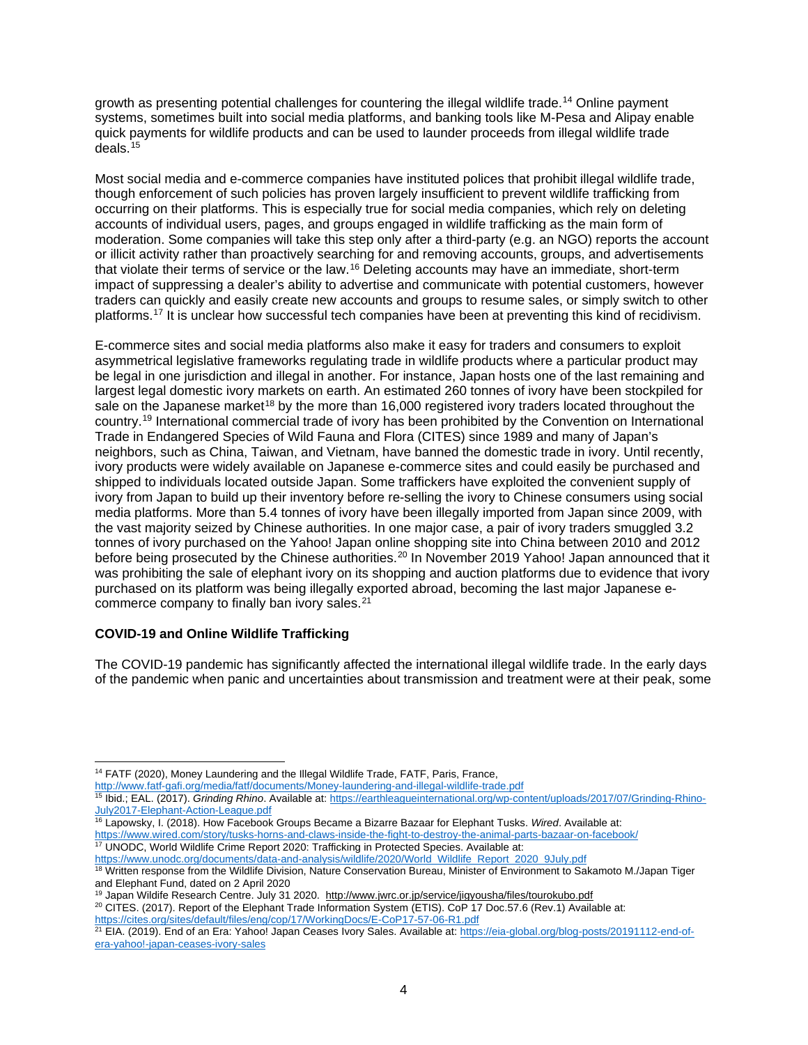growth as presenting potential challenges for countering the illegal wildlife trade.[14] Online payment systems, sometimes built into social media platforms, and banking tools like M-Pesa and Alipay enable quick payments for wildlife products and can be used to launder proceeds from illegal wildlife trade deals.[15]

Most social media and e-commerce companies have instituted polices that prohibit illegal wildlife trade, though enforcement of such policies has proven largely insufficient to prevent wildlife trafficking from occurring on their platforms. This is especially true for social media companies, which rely on deleting accounts of individual users, pages, and groups engaged in wildlife trafficking as the main form of moderation. Some companies will take this step only after a third-party (e.g. an NGO) reports the account or illicit activity rather than proactively searching for and removing accounts, groups, and advertisements that violate their terms of service or the law.[16] Deleting accounts may have an immediate, short-term impact of suppressing a dealer's ability to advertise and communicate with potential customers, however traders can quickly and easily create new accounts and groups to resume sales, or simply switch to other platforms.[17] It is unclear how successful tech companies have been at preventing this kind of recidivism.

E-commerce sites and social media platforms also make it easy for traders and consumers to exploit asymmetrical legislative frameworks regulating trade in wildlife products where a particular product may be legal in one jurisdiction and illegal in another. For instance, Japan hosts one of the last remaining and largest legal domestic ivory markets on earth. An estimated 260 tonnes of ivory have been stockpiled for sale on the Japanese market[18] by the more than 16,000 registered ivory traders located throughout the country.[19] International commercial trade of ivory has been prohibited by the Convention on International Trade in Endangered Species of Wild Fauna and Flora (CITES) since 1989 and many of Japan's neighbors, such as China, Taiwan, and Vietnam, have banned the domestic trade in ivory. Until recently, ivory products were widely available on Japanese e-commerce sites and could easily be purchased and shipped to individuals located outside Japan. Some traffickers have exploited the convenient supply of ivory from Japan to build up their inventory before re-selling the ivory to Chinese consumers using social media platforms. More than 5.4 tonnes of ivory have been illegally imported from Japan since 2009, with the vast majority seized by Chinese authorities. In one major case, a pair of ivory traders smuggled 3.2 tonnes of ivory purchased on the Yahoo! Japan online shopping site into China between 2010 and 2012 before being prosecuted by the Chinese authorities.[20] In November 2019 Yahoo! Japan announced that it was prohibiting the sale of elephant ivory on its shopping and auction platforms due to evidence that ivory purchased on its platform was being illegally exported abroad, becoming the last major Japanese e-commerce company to finally ban ivory sales.[21]

**COVID-19 and Online Wildlife Trafficking**

The COVID-19 pandemic has significantly affected the international illegal wildlife trade. In the early days of the pandemic when panic and uncertainties about transmission and treatment were at their peak, some

---

[14] FATF (2020), Money Laundering and the Illegal Wildlife Trade, FATF, Paris, France, http://www.fatf-gafi.org/media/fatf/documents/Money-laundering-and-illegal-wildlife-trade.pdf

[15] Ibid.; EAL. (2017). *Grinding Rhino*. Available at: https://earthleagueinternational.org/wp-content/uploads/2017/07/Grinding-Rhino-July2017-Elephant-Action-League.pdf

[16] Lapowsky, I. (2018). How Facebook Groups Became a Bizarre Bazaar for Elephant Tusks. *Wired*. Available at: https://www.wired.com/story/tusks-horns-and-claws-inside-the-fight-to-destroy-the-animal-parts-bazaar-on-facebook/

[17] UNODC, World Wildlife Crime Report 2020: Trafficking in Protected Species. Available at: https://www.unodc.org/documents/data-and-analysis/wildlife/2020/World_Wildlife_Report_2020_9July.pdf

[18] Written response from the Wildlife Division, Nature Conservation Bureau, Minister of Environment to Sakamoto M./Japan Tiger and Elephant Fund, dated on 2 April 2020

[19] Japan Wildlife Research Centre. July 31 2020. http://www.jwrc.or.jp/service/jigyousha/files/tourokubo.pdf

[20] CITES. (2017). Report of the Elephant Trade Information System (ETIS). CoP 17 Doc.57.6 (Rev.1) Available at: https://cites.org/sites/default/files/eng/cop/17/WorkingDocs/E-CoP17-57-06-R1.pdf

[21] EIA. (2019). End of an Era: Yahoo! Japan Ceases Ivory Sales. Available at: https://eia-global.org/blog-posts/20191112-end-of-era-yahoo!-japan-ceases-ivory-sales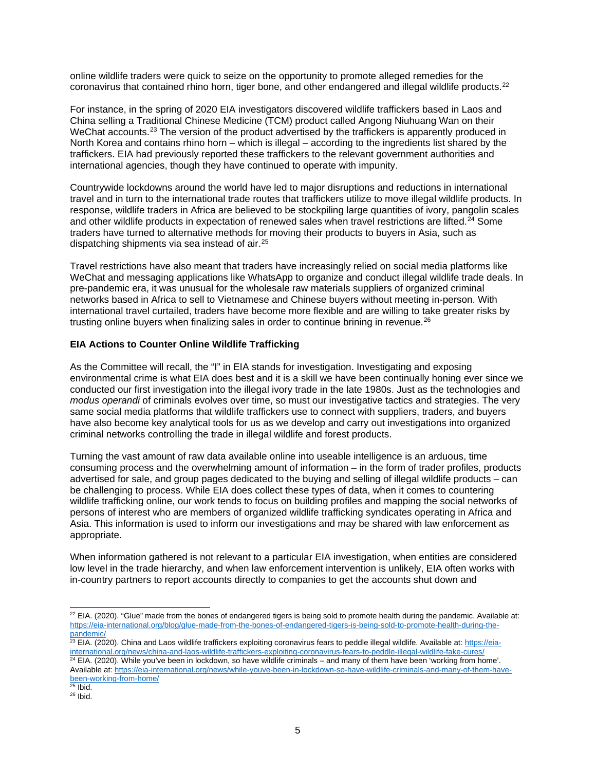online wildlife traders were quick to seize on the opportunity to promote alleged remedies for the coronavirus that contained rhino horn, tiger bone, and other endangered and illegal wildlife products.[22]

For instance, in the spring of 2020 EIA investigators discovered wildlife traffickers based in Laos and China selling a Traditional Chinese Medicine (TCM) product called Angong Niuhuang Wan on their WeChat accounts.[23] The version of the product advertised by the traffickers is apparently produced in North Korea and contains rhino horn – which is illegal – according to the ingredients list shared by the traffickers. EIA had previously reported these traffickers to the relevant government authorities and international agencies, though they have continued to operate with impunity.

Countrywide lockdowns around the world have led to major disruptions and reductions in international travel and in turn to the international trade routes that traffickers utilize to move illegal wildlife products. In response, wildlife traders in Africa are believed to be stockpiling large quantities of ivory, pangolin scales and other wildlife products in expectation of renewed sales when travel restrictions are lifted.[24] Some traders have turned to alternative methods for moving their products to buyers in Asia, such as dispatching shipments via sea instead of air.[25]

Travel restrictions have also meant that traders have increasingly relied on social media platforms like WeChat and messaging applications like WhatsApp to organize and conduct illegal wildlife trade deals. In pre-pandemic era, it was unusual for the wholesale raw materials suppliers of organized criminal networks based in Africa to sell to Vietnamese and Chinese buyers without meeting in-person. With international travel curtailed, traders have become more flexible and are willing to take greater risks by trusting online buyers when finalizing sales in order to continue brining in revenue.[26]

**EIA Actions to Counter Online Wildlife Trafficking**

As the Committee will recall, the "I" in EIA stands for investigation. Investigating and exposing environmental crime is what EIA does best and it is a skill we have been continually honing ever since we conducted our first investigation into the illegal ivory trade in the late 1980s. Just as the technologies and *modus operandi* of criminals evolves over time, so must our investigative tactics and strategies. The very same social media platforms that wildlife traffickers use to connect with suppliers, traders, and buyers have also become key analytical tools for us as we develop and carry out investigations into organized criminal networks controlling the trade in illegal wildlife and forest products.

Turning the vast amount of raw data available online into useable intelligence is an arduous, time consuming process and the overwhelming amount of information – in the form of trader profiles, products advertised for sale, and group pages dedicated to the buying and selling of illegal wildlife products – can be challenging to process. While EIA does collect these types of data, when it comes to countering wildlife trafficking online, our work tends to focus on building profiles and mapping the social networks of persons of interest who are members of organized wildlife trafficking syndicates operating in Africa and Asia. This information is used to inform our investigations and may be shared with law enforcement as appropriate.

When information gathered is not relevant to a particular EIA investigation, when entities are considered low level in the trade hierarchy, and when law enforcement intervention is unlikely, EIA often works with in-country partners to report accounts directly to companies to get the accounts shut down and

---

[22] EIA. (2020). "Glue" made from the bones of endangered tigers is being sold to promote health during the pandemic. Available at: https://eia-international.org/blog/glue-made-from-the-bones-of-endangered-tigers-is-being-sold-to-promote-health-during-the-pandemic/

[23] EIA. (2020). China and Laos wildlife traffickers exploiting coronavirus fears to peddle illegal wildlife. Available at: https://eia-international.org/news/china-and-laos-wildlife-traffickers-exploiting-coronavirus-fears-to-peddle-illegal-wildlife-fake-cures/

[24] EIA. (2020). While you've been in lockdown, so have wildlife criminals – and many of them have been 'working from home'. Available at: https://eia-international.org/news/while-youve-been-in-lockdown-so-have-wildlife-criminals-and-many-of-them-have-been-working-from-home/

[25] Ibid.

[26] Ibid.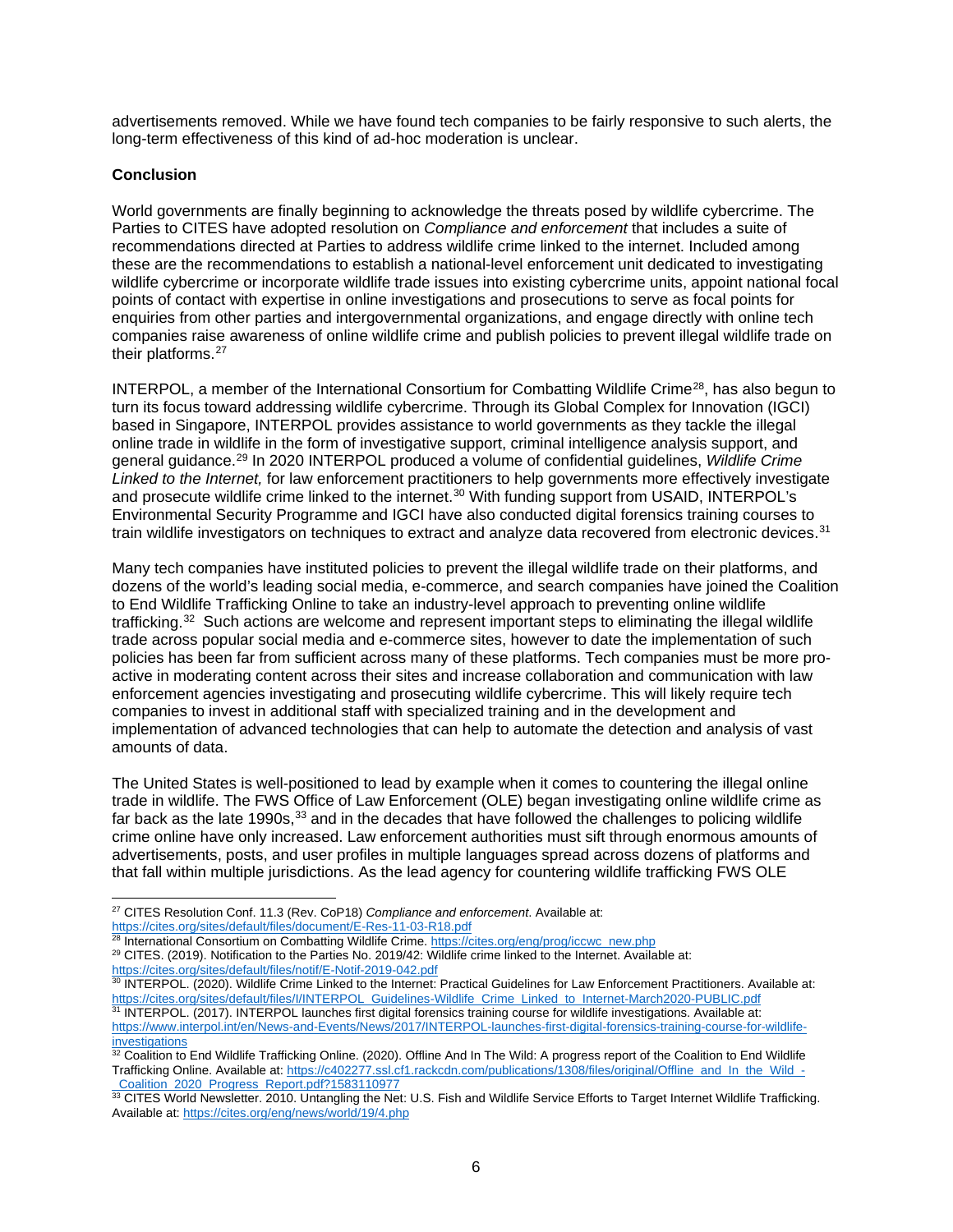advertisements removed. While we have found tech companies to be fairly responsive to such alerts, the long-term effectiveness of this kind of ad-hoc moderation is unclear.

**Conclusion**

World governments are finally beginning to acknowledge the threats posed by wildlife cybercrime. The Parties to CITES have adopted resolution on *Compliance and enforcement* that includes a suite of recommendations directed at Parties to address wildlife crime linked to the internet. Included among these are the recommendations to establish a national-level enforcement unit dedicated to investigating wildlife cybercrime or incorporate wildlife trade issues into existing cybercrime units, appoint national focal points of contact with expertise in online investigations and prosecutions to serve as focal points for enquiries from other parties and intergovernmental organizations, and engage directly with online tech companies raise awareness of online wildlife crime and publish policies to prevent illegal wildlife trade on their platforms.[27]

INTERPOL, a member of the International Consortium for Combatting Wildlife Crime[28], has also begun to turn its focus toward addressing wildlife cybercrime. Through its Global Complex for Innovation (IGCI) based in Singapore, INTERPOL provides assistance to world governments as they tackle the illegal online trade in wildlife in the form of investigative support, criminal intelligence analysis support, and general guidance.[29] In 2020 INTERPOL produced a volume of confidential guidelines, *Wildlife Crime Linked to the Internet,* for law enforcement practitioners to help governments more effectively investigate and prosecute wildlife crime linked to the internet.[30] With funding support from USAID, INTERPOL's Environmental Security Programme and IGCI have also conducted digital forensics training courses to train wildlife investigators on techniques to extract and analyze data recovered from electronic devices.[31]

Many tech companies have instituted policies to prevent the illegal wildlife trade on their platforms, and dozens of the world's leading social media, e-commerce, and search companies have joined the Coalition to End Wildlife Trafficking Online to take an industry-level approach to preventing online wildlife trafficking.[32] Such actions are welcome and represent important steps to eliminating the illegal wildlife trade across popular social media and e-commerce sites, however to date the implementation of such policies has been far from sufficient across many of these platforms. Tech companies must be more pro-active in moderating content across their sites and increase collaboration and communication with law enforcement agencies investigating and prosecuting wildlife cybercrime. This will likely require tech companies to invest in additional staff with specialized training and in the development and implementation of advanced technologies that can help to automate the detection and analysis of vast amounts of data.

The United States is well-positioned to lead by example when it comes to countering the illegal online trade in wildlife. The FWS Office of Law Enforcement (OLE) began investigating online wildlife crime as far back as the late 1990s,[33] and in the decades that have followed the challenges to policing wildlife crime online have only increased. Law enforcement authorities must sift through enormous amounts of advertisements, posts, and user profiles in multiple languages spread across dozens of platforms and that fall within multiple jurisdictions. As the lead agency for countering wildlife trafficking FWS OLE

---

[27] CITES Resolution Conf. 11.3 (Rev. CoP18) *Compliance and enforcement*. Available at: https://cites.org/sites/default/files/document/E-Res-11-03-R18.pdf

[28] International Consortium on Combatting Wildlife Crime. https://cites.org/eng/prog/iccwc_new.php

[29] CITES. (2019). Notification to the Parties No. 2019/42: Wildlife crime linked to the Internet. Available at: https://cites.org/sites/default/files/notif/E-Notif-2019-042.pdf

[30] INTERPOL. (2020). Wildlife Crime Linked to the Internet: Practical Guidelines for Law Enforcement Practitioners. Available at: https://cites.org/sites/default/files/I/INTERPOL_Guidelines-Wildlife_Crime_Linked_to_Internet-March2020-PUBLIC.pdf

[31] INTERPOL. (2017). INTERPOL launches first digital forensics training course for wildlife investigations. Available at: https://www.interpol.int/en/News-and-Events/News/2017/INTERPOL-launches-first-digital-forensics-training-course-for-wildlife-investigations

[32] Coalition to End Wildlife Trafficking Online. (2020). Offline And In The Wild: A progress report of the Coalition to End Wildlife Trafficking Online. Available at: https://c402277.ssl.cf1.rackcdn.com/publications/1308/files/original/Offline_and_In_the_Wild_-_Coalition_2020_Progress_Report.pdf?1583110977

[33] CITES World Newsletter. 2010. Untangling the Net: U.S. Fish and Wildlife Service Efforts to Target Internet Wildlife Trafficking. Available at: https://cites.org/eng/news/world/19/4.php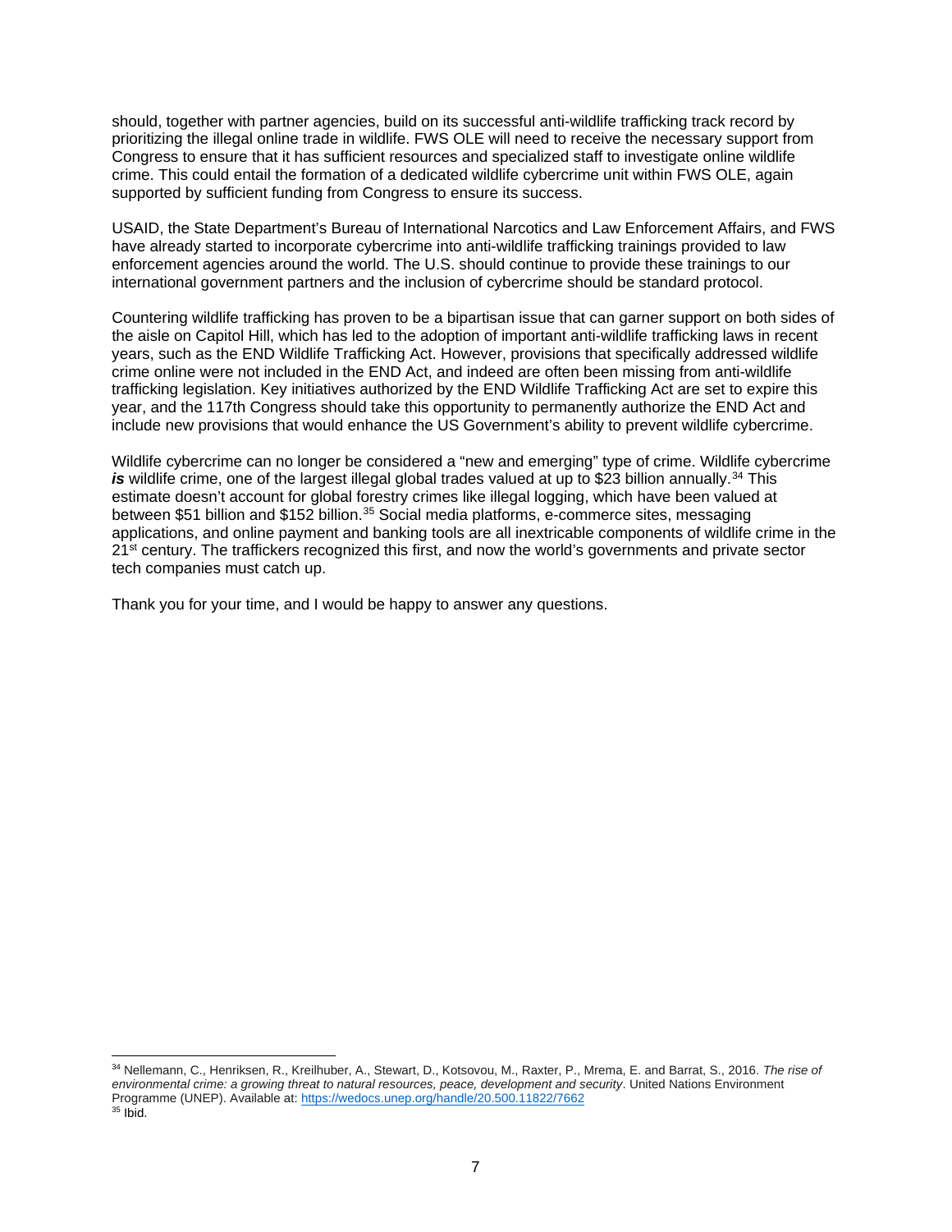should, together with partner agencies, build on its successful anti-wildlife trafficking track record by prioritizing the illegal online trade in wildlife. FWS OLE will need to receive the necessary support from Congress to ensure that it has sufficient resources and specialized staff to investigate online wildlife crime. This could entail the formation of a dedicated wildlife cybercrime unit within FWS OLE, again supported by sufficient funding from Congress to ensure its success.

USAID, the State Department's Bureau of International Narcotics and Law Enforcement Affairs, and FWS have already started to incorporate cybercrime into anti-wildlife trafficking trainings provided to law enforcement agencies around the world. The U.S. should continue to provide these trainings to our international government partners and the inclusion of cybercrime should be standard protocol.

Countering wildlife trafficking has proven to be a bipartisan issue that can garner support on both sides of the aisle on Capitol Hill, which has led to the adoption of important anti-wildlife trafficking laws in recent years, such as the END Wildlife Trafficking Act. However, provisions that specifically addressed wildlife crime online were not included in the END Act, and indeed are often been missing from anti-wildlife trafficking legislation. Key initiatives authorized by the END Wildlife Trafficking Act are set to expire this year, and the 117th Congress should take this opportunity to permanently authorize the END Act and include new provisions that would enhance the US Government's ability to prevent wildlife cybercrime.

Wildlife cybercrime can no longer be considered a "new and emerging" type of crime. Wildlife cybercrime ***is*** wildlife crime, one of the largest illegal global trades valued at up to $23 billion annually.[34] This estimate doesn't account for global forestry crimes like illegal logging, which have been valued at between $51 billion and $152 billion.[35] Social media platforms, e-commerce sites, messaging applications, and online payment and banking tools are all inextricable components of wildlife crime in the 21st century. The traffickers recognized this first, and now the world's governments and private sector tech companies must catch up.

Thank you for your time, and I would be happy to answer any questions.

---

[34] Nellemann, C., Henriksen, R., Kreilhuber, A., Stewart, D., Kotsovou, M., Raxter, P., Mrema, E. and Barrat, S., 2016. *The rise of environmental crime: a growing threat to natural resources, peace, development and security*. United Nations Environment Programme (UNEP). Available at: https://wedocs.unep.org/handle/20.500.11822/7662

[35] Ibid.